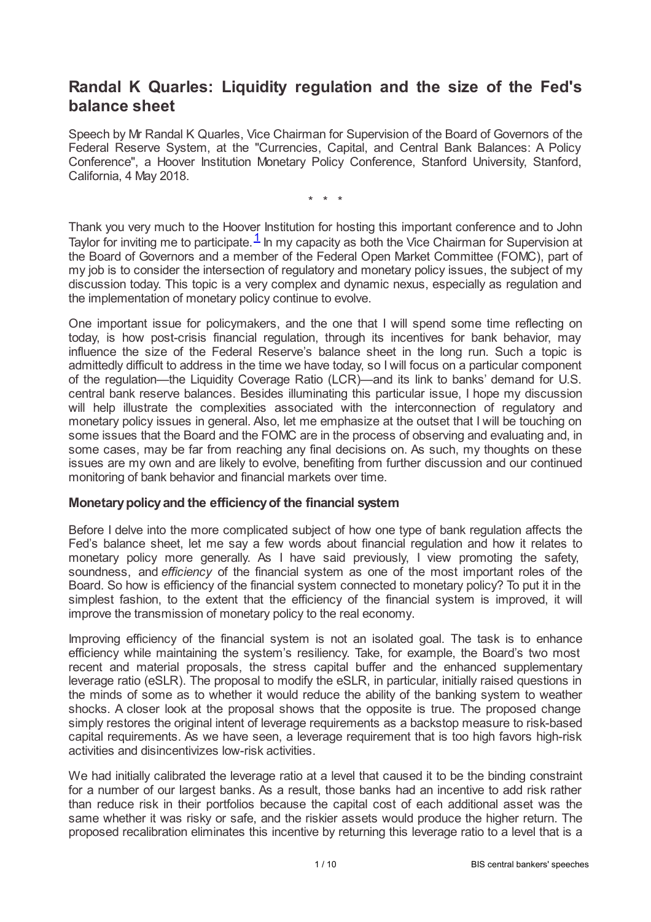# Randal K Quarles: Liquidity regulation and the size of the Fed's balance sheet

Speech by Mr Randal K Quarles, Vice Chairman for Supervision of the Board of Governors of the Federal Reserve System, at the "Currencies, Capital, and Central Bank Balances: A Policy Conference", a Hoover Institution Monetary Policy Conference, Stanford University, Stanford, California, 4 May 2018.

\* \* \*

Thank you very much to the Hoover Institution for hosting this important conference and to John Taylor for inviting me to participate.[1] In my capacity as both the Vice Chairman for Supervision at the Board of Governors and a member of the Federal Open Market Committee (FOMC), part of my job is to consider the intersection of regulatory and monetary policy issues, the subject of my discussion today. This topic is a very complex and dynamic nexus, especially as regulation and the implementation of monetary policy continue to evolve.

One important issue for policymakers, and the one that I will spend some time reflecting on today, is how post-crisis financial regulation, through its incentives for bank behavior, may influence the size of the Federal Reserve's balance sheet in the long run. Such a topic is admittedly difficult to address in the time we have today, so I will focus on a particular component of the regulation—the Liquidity Coverage Ratio (LCR)—and its link to banks' demand for U.S. central bank reserve balances. Besides illuminating this particular issue, I hope my discussion will help illustrate the complexities associated with the interconnection of regulatory and monetary policy issues in general. Also, let me emphasize at the outset that I will be touching on some issues that the Board and the FOMC are in the process of observing and evaluating and, in some cases, may be far from reaching any final decisions on. As such, my thoughts on these issues are my own and are likely to evolve, benefiting from further discussion and our continued monitoring of bank behavior and financial markets over time.

## Monetary policy and the efficiency of the financial system

Before I delve into the more complicated subject of how one type of bank regulation affects the Fed's balance sheet, let me say a few words about financial regulation and how it relates to monetary policy more generally. As I have said previously, I view promoting the safety, soundness, and *efficiency* of the financial system as one of the most important roles of the Board. So how is efficiency of the financial system connected to monetary policy? To put it in the simplest fashion, to the extent that the efficiency of the financial system is improved, it will improve the transmission of monetary policy to the real economy.

Improving efficiency of the financial system is not an isolated goal. The task is to enhance efficiency while maintaining the system's resiliency. Take, for example, the Board's two most recent and material proposals, the stress capital buffer and the enhanced supplementary leverage ratio (eSLR). The proposal to modify the eSLR, in particular, initially raised questions in the minds of some as to whether it would reduce the ability of the banking system to weather shocks. A closer look at the proposal shows that the opposite is true. The proposed change simply restores the original intent of leverage requirements as a backstop measure to risk-based capital requirements. As we have seen, a leverage requirement that is too high favors high-risk activities and disincentivizes low-risk activities.

We had initially calibrated the leverage ratio at a level that caused it to be the binding constraint for a number of our largest banks. As a result, those banks had an incentive to add risk rather than reduce risk in their portfolios because the capital cost of each additional asset was the same whether it was risky or safe, and the riskier assets would produce the higher return. The proposed recalibration eliminates this incentive by returning this leverage ratio to a level that is a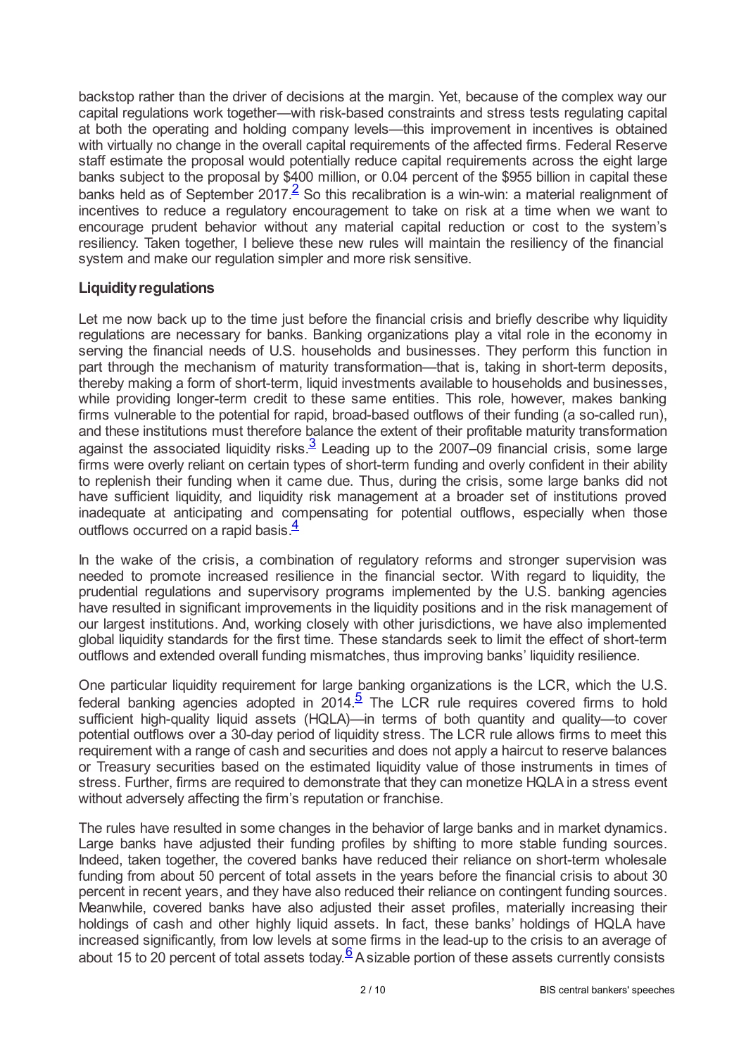backstop rather than the driver of decisions at the margin. Yet, because of the complex way our capital regulations work together—with risk-based constraints and stress tests regulating capital at both the operating and holding company levels—this improvement in incentives is obtained with virtually no change in the overall capital requirements of the affected firms. Federal Reserve staff estimate the proposal would potentially reduce capital requirements across the eight large banks subject to the proposal by $400 million, or 0.04 percent of the $955 billion in capital these banks held as of September 2017.[2] So this recalibration is a win-win: a material realignment of incentives to reduce a regulatory encouragement to take on risk at a time when we want to encourage prudent behavior without any material capital reduction or cost to the system's resiliency. Taken together, I believe these new rules will maintain the resiliency of the financial system and make our regulation simpler and more risk sensitive.

### Liquidity regulations

Let me now back up to the time just before the financial crisis and briefly describe why liquidity regulations are necessary for banks. Banking organizations play a vital role in the economy in serving the financial needs of U.S. households and businesses. They perform this function in part through the mechanism of maturity transformation—that is, taking in short-term deposits, thereby making a form of short-term, liquid investments available to households and businesses, while providing longer-term credit to these same entities. This role, however, makes banking firms vulnerable to the potential for rapid, broad-based outflows of their funding (a so-called run), and these institutions must therefore balance the extent of their profitable maturity transformation against the associated liquidity risks.[3] Leading up to the 2007–09 financial crisis, some large firms were overly reliant on certain types of short-term funding and overly confident in their ability to replenish their funding when it came due. Thus, during the crisis, some large banks did not have sufficient liquidity, and liquidity risk management at a broader set of institutions proved inadequate at anticipating and compensating for potential outflows, especially when those outflows occurred on a rapid basis.[4]

In the wake of the crisis, a combination of regulatory reforms and stronger supervision was needed to promote increased resilience in the financial sector. With regard to liquidity, the prudential regulations and supervisory programs implemented by the U.S. banking agencies have resulted in significant improvements in the liquidity positions and in the risk management of our largest institutions. And, working closely with other jurisdictions, we have also implemented global liquidity standards for the first time. These standards seek to limit the effect of short-term outflows and extended overall funding mismatches, thus improving banks' liquidity resilience.

One particular liquidity requirement for large banking organizations is the LCR, which the U.S. federal banking agencies adopted in 2014.[5] The LCR rule requires covered firms to hold sufficient high-quality liquid assets (HQLA)—in terms of both quantity and quality—to cover potential outflows over a 30-day period of liquidity stress. The LCR rule allows firms to meet this requirement with a range of cash and securities and does not apply a haircut to reserve balances or Treasury securities based on the estimated liquidity value of those instruments in times of stress. Further, firms are required to demonstrate that they can monetize HQLA in a stress event without adversely affecting the firm's reputation or franchise.

The rules have resulted in some changes in the behavior of large banks and in market dynamics. Large banks have adjusted their funding profiles by shifting to more stable funding sources. Indeed, taken together, the covered banks have reduced their reliance on short-term wholesale funding from about 50 percent of total assets in the years before the financial crisis to about 30 percent in recent years, and they have also reduced their reliance on contingent funding sources. Meanwhile, covered banks have also adjusted their asset profiles, materially increasing their holdings of cash and other highly liquid assets. In fact, these banks' holdings of HQLA have increased significantly, from low levels at some firms in the lead-up to the crisis to an average of about 15 to 20 percent of total assets today.[6] A sizable portion of these assets currently consists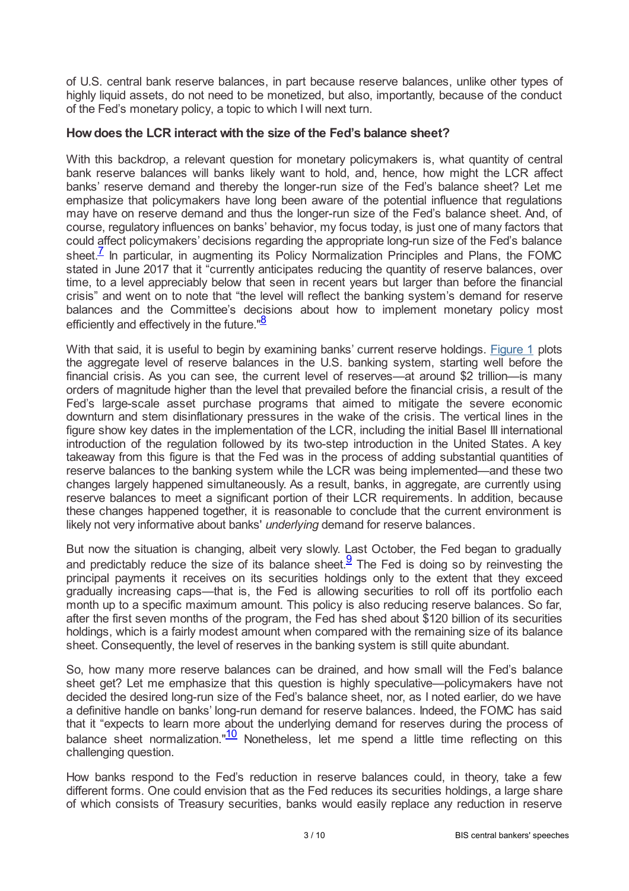of U.S. central bank reserve balances, in part because reserve balances, unlike other types of highly liquid assets, do not need to be monetized, but also, importantly, because of the conduct of the Fed's monetary policy, a topic to which I will next turn.

**How does the LCR interact with the size of the Fed's balance sheet?**

With this backdrop, a relevant question for monetary policymakers is, what quantity of central bank reserve balances will banks likely want to hold, and, hence, how might the LCR affect banks' reserve demand and thereby the longer-run size of the Fed's balance sheet? Let me emphasize that policymakers have long been aware of the potential influence that regulations may have on reserve demand and thus the longer-run size of the Fed's balance sheet. And, of course, regulatory influences on banks' behavior, my focus today, is just one of many factors that could affect policymakers' decisions regarding the appropriate long-run size of the Fed's balance sheet.[7] In particular, in augmenting its Policy Normalization Principles and Plans, the FOMC stated in June 2017 that it "currently anticipates reducing the quantity of reserve balances, over time, to a level appreciably below that seen in recent years but larger than before the financial crisis" and went on to note that "the level will reflect the banking system's demand for reserve balances and the Committee's decisions about how to implement monetary policy most efficiently and effectively in the future."[8]

With that said, it is useful to begin by examining banks' current reserve holdings. Figure 1 plots the aggregate level of reserve balances in the U.S. banking system, starting well before the financial crisis. As you can see, the current level of reserves—at around $2 trillion—is many orders of magnitude higher than the level that prevailed before the financial crisis, a result of the Fed's large-scale asset purchase programs that aimed to mitigate the severe economic downturn and stem disinflationary pressures in the wake of the crisis. The vertical lines in the figure show key dates in the implementation of the LCR, including the initial Basel III international introduction of the regulation followed by its two-step introduction in the United States. A key takeaway from this figure is that the Fed was in the process of adding substantial quantities of reserve balances to the banking system while the LCR was being implemented—and these two changes largely happened simultaneously. As a result, banks, in aggregate, are currently using reserve balances to meet a significant portion of their LCR requirements. In addition, because these changes happened together, it is reasonable to conclude that the current environment is likely not very informative about banks' *underlying* demand for reserve balances.

But now the situation is changing, albeit very slowly. Last October, the Fed began to gradually and predictably reduce the size of its balance sheet.[9] The Fed is doing so by reinvesting the principal payments it receives on its securities holdings only to the extent that they exceed gradually increasing caps—that is, the Fed is allowing securities to roll off its portfolio each month up to a specific maximum amount. This policy is also reducing reserve balances. So far, after the first seven months of the program, the Fed has shed about $120 billion of its securities holdings, which is a fairly modest amount when compared with the remaining size of its balance sheet. Consequently, the level of reserves in the banking system is still quite abundant.

So, how many more reserve balances can be drained, and how small will the Fed's balance sheet get? Let me emphasize that this question is highly speculative—policymakers have not decided the desired long-run size of the Fed's balance sheet, nor, as I noted earlier, do we have a definitive handle on banks' long-run demand for reserve balances. Indeed, the FOMC has said that it "expects to learn more about the underlying demand for reserves during the process of balance sheet normalization."[10] Nonetheless, let me spend a little time reflecting on this challenging question.

How banks respond to the Fed's reduction in reserve balances could, in theory, take a few different forms. One could envision that as the Fed reduces its securities holdings, a large share of which consists of Treasury securities, banks would easily replace any reduction in reserve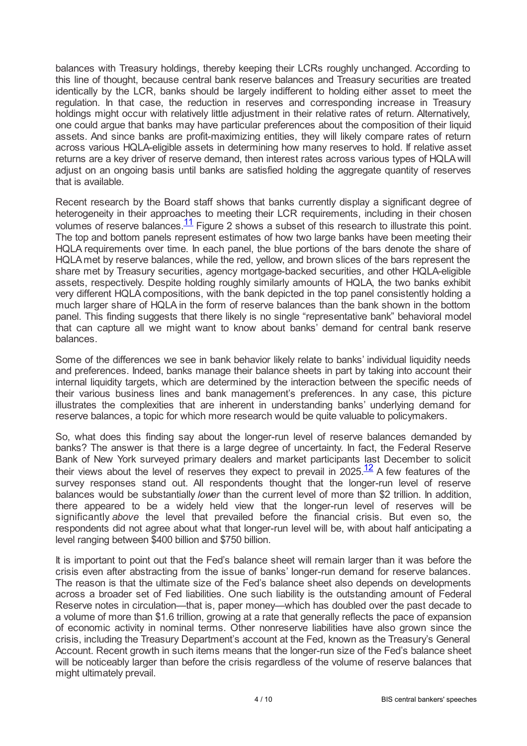balances with Treasury holdings, thereby keeping their LCRs roughly unchanged. According to this line of thought, because central bank reserve balances and Treasury securities are treated identically by the LCR, banks should be largely indifferent to holding either asset to meet the regulation. In that case, the reduction in reserves and corresponding increase in Treasury holdings might occur with relatively little adjustment in their relative rates of return. Alternatively, one could argue that banks may have particular preferences about the composition of their liquid assets. And since banks are profit-maximizing entities, they will likely compare rates of return across various HQLA-eligible assets in determining how many reserves to hold. If relative asset returns are a key driver of reserve demand, then interest rates across various types of HQLA will adjust on an ongoing basis until banks are satisfied holding the aggregate quantity of reserves that is available.

Recent research by the Board staff shows that banks currently display a significant degree of heterogeneity in their approaches to meeting their LCR requirements, including in their chosen volumes of reserve balances.[11] Figure 2 shows a subset of this research to illustrate this point. The top and bottom panels represent estimates of how two large banks have been meeting their HQLA requirements over time. In each panel, the blue portions of the bars denote the share of HQLA met by reserve balances, while the red, yellow, and brown slices of the bars represent the share met by Treasury securities, agency mortgage-backed securities, and other HQLA-eligible assets, respectively. Despite holding roughly similarly amounts of HQLA, the two banks exhibit very different HQLA compositions, with the bank depicted in the top panel consistently holding a much larger share of HQLA in the form of reserve balances than the bank shown in the bottom panel. This finding suggests that there likely is no single "representative bank" behavioral model that can capture all we might want to know about banks' demand for central bank reserve balances.

Some of the differences we see in bank behavior likely relate to banks' individual liquidity needs and preferences. Indeed, banks manage their balance sheets in part by taking into account their internal liquidity targets, which are determined by the interaction between the specific needs of their various business lines and bank management's preferences. In any case, this picture illustrates the complexities that are inherent in understanding banks' underlying demand for reserve balances, a topic for which more research would be quite valuable to policymakers.

So, what does this finding say about the longer-run level of reserve balances demanded by banks? The answer is that there is a large degree of uncertainty. In fact, the Federal Reserve Bank of New York surveyed primary dealers and market participants last December to solicit their views about the level of reserves they expect to prevail in 2025.[12] A few features of the survey responses stand out. All respondents thought that the longer-run level of reserve balances would be substantially *lower* than the current level of more than $2 trillion. In addition, there appeared to be a widely held view that the longer-run level of reserves will be significantly *above* the level that prevailed before the financial crisis. But even so, the respondents did not agree about what that longer-run level will be, with about half anticipating a level ranging between $400 billion and $750 billion.

It is important to point out that the Fed's balance sheet will remain larger than it was before the crisis even after abstracting from the issue of banks' longer-run demand for reserve balances. The reason is that the ultimate size of the Fed's balance sheet also depends on developments across a broader set of Fed liabilities. One such liability is the outstanding amount of Federal Reserve notes in circulation—that is, paper money—which has doubled over the past decade to a volume of more than $1.6 trillion, growing at a rate that generally reflects the pace of expansion of economic activity in nominal terms. Other nonreserve liabilities have also grown since the crisis, including the Treasury Department's account at the Fed, known as the Treasury's General Account. Recent growth in such items means that the longer-run size of the Fed's balance sheet will be noticeably larger than before the crisis regardless of the volume of reserve balances that might ultimately prevail.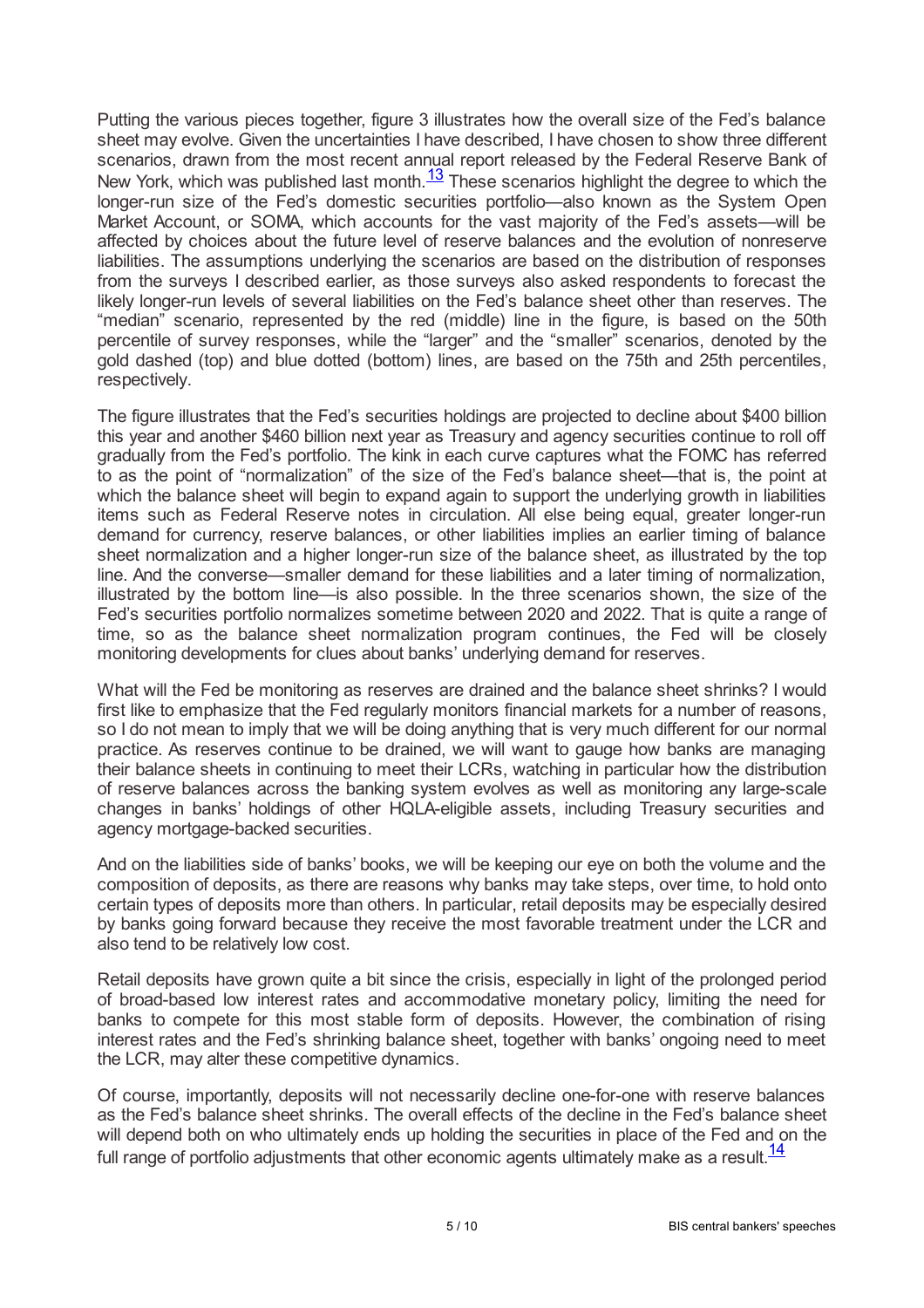Putting the various pieces together, figure 3 illustrates how the overall size of the Fed's balance sheet may evolve. Given the uncertainties I have described, I have chosen to show three different scenarios, drawn from the most recent annual report released by the Federal Reserve Bank of New York, which was published last month.[13] These scenarios highlight the degree to which the longer-run size of the Fed's domestic securities portfolio—also known as the System Open Market Account, or SOMA, which accounts for the vast majority of the Fed's assets—will be affected by choices about the future level of reserve balances and the evolution of nonreserve liabilities. The assumptions underlying the scenarios are based on the distribution of responses from the surveys I described earlier, as those surveys also asked respondents to forecast the likely longer-run levels of several liabilities on the Fed's balance sheet other than reserves. The "median" scenario, represented by the red (middle) line in the figure, is based on the 50th percentile of survey responses, while the "larger" and the "smaller" scenarios, denoted by the gold dashed (top) and blue dotted (bottom) lines, are based on the 75th and 25th percentiles, respectively.

The figure illustrates that the Fed's securities holdings are projected to decline about $400 billion this year and another $460 billion next year as Treasury and agency securities continue to roll off gradually from the Fed's portfolio. The kink in each curve captures what the FOMC has referred to as the point of "normalization" of the size of the Fed's balance sheet—that is, the point at which the balance sheet will begin to expand again to support the underlying growth in liabilities items such as Federal Reserve notes in circulation. All else being equal, greater longer-run demand for currency, reserve balances, or other liabilities implies an earlier timing of balance sheet normalization and a higher longer-run size of the balance sheet, as illustrated by the top line. And the converse—smaller demand for these liabilities and a later timing of normalization, illustrated by the bottom line—is also possible. In the three scenarios shown, the size of the Fed's securities portfolio normalizes sometime between 2020 and 2022. That is quite a range of time, so as the balance sheet normalization program continues, the Fed will be closely monitoring developments for clues about banks' underlying demand for reserves.

What will the Fed be monitoring as reserves are drained and the balance sheet shrinks? I would first like to emphasize that the Fed regularly monitors financial markets for a number of reasons, so I do not mean to imply that we will be doing anything that is very much different for our normal practice. As reserves continue to be drained, we will want to gauge how banks are managing their balance sheets in continuing to meet their LCRs, watching in particular how the distribution of reserve balances across the banking system evolves as well as monitoring any large-scale changes in banks' holdings of other HQLA-eligible assets, including Treasury securities and agency mortgage-backed securities.

And on the liabilities side of banks' books, we will be keeping our eye on both the volume and the composition of deposits, as there are reasons why banks may take steps, over time, to hold onto certain types of deposits more than others. In particular, retail deposits may be especially desired by banks going forward because they receive the most favorable treatment under the LCR and also tend to be relatively low cost.

Retail deposits have grown quite a bit since the crisis, especially in light of the prolonged period of broad-based low interest rates and accommodative monetary policy, limiting the need for banks to compete for this most stable form of deposits. However, the combination of rising interest rates and the Fed's shrinking balance sheet, together with banks' ongoing need to meet the LCR, may alter these competitive dynamics.

Of course, importantly, deposits will not necessarily decline one-for-one with reserve balances as the Fed's balance sheet shrinks. The overall effects of the decline in the Fed's balance sheet will depend both on who ultimately ends up holding the securities in place of the Fed and on the full range of portfolio adjustments that other economic agents ultimately make as a result.[14]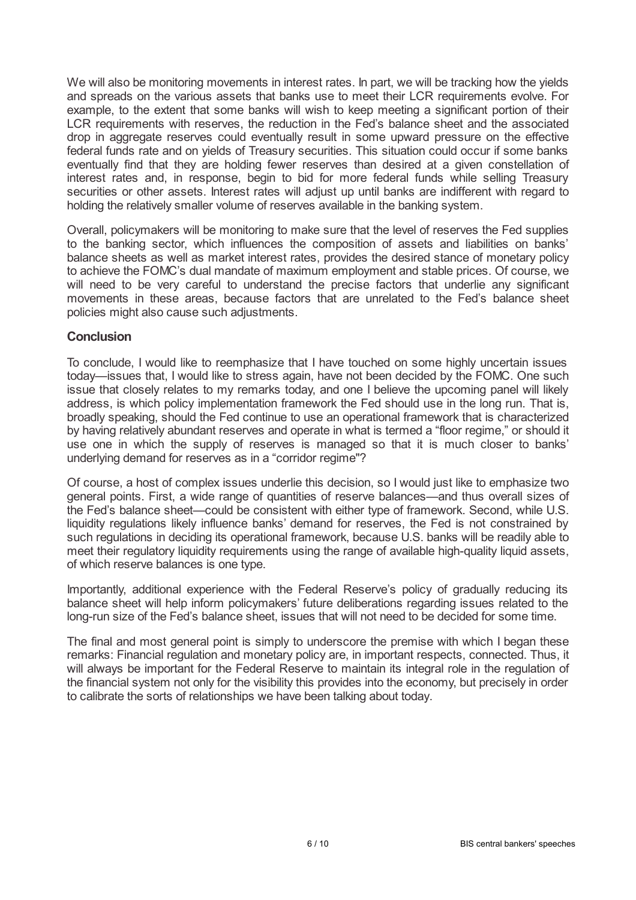We will also be monitoring movements in interest rates. In part, we will be tracking how the yields and spreads on the various assets that banks use to meet their LCR requirements evolve. For example, to the extent that some banks will wish to keep meeting a significant portion of their LCR requirements with reserves, the reduction in the Fed's balance sheet and the associated drop in aggregate reserves could eventually result in some upward pressure on the effective federal funds rate and on yields of Treasury securities. This situation could occur if some banks eventually find that they are holding fewer reserves than desired at a given constellation of interest rates and, in response, begin to bid for more federal funds while selling Treasury securities or other assets. Interest rates will adjust up until banks are indifferent with regard to holding the relatively smaller volume of reserves available in the banking system.

Overall, policymakers will be monitoring to make sure that the level of reserves the Fed supplies to the banking sector, which influences the composition of assets and liabilities on banks' balance sheets as well as market interest rates, provides the desired stance of monetary policy to achieve the FOMC's dual mandate of maximum employment and stable prices. Of course, we will need to be very careful to understand the precise factors that underlie any significant movements in these areas, because factors that are unrelated to the Fed's balance sheet policies might also cause such adjustments.

## Conclusion

To conclude, I would like to reemphasize that I have touched on some highly uncertain issues today—issues that, I would like to stress again, have not been decided by the FOMC. One such issue that closely relates to my remarks today, and one I believe the upcoming panel will likely address, is which policy implementation framework the Fed should use in the long run. That is, broadly speaking, should the Fed continue to use an operational framework that is characterized by having relatively abundant reserves and operate in what is termed a "floor regime," or should it use one in which the supply of reserves is managed so that it is much closer to banks' underlying demand for reserves as in a "corridor regime"?

Of course, a host of complex issues underlie this decision, so I would just like to emphasize two general points. First, a wide range of quantities of reserve balances—and thus overall sizes of the Fed's balance sheet—could be consistent with either type of framework. Second, while U.S. liquidity regulations likely influence banks' demand for reserves, the Fed is not constrained by such regulations in deciding its operational framework, because U.S. banks will be readily able to meet their regulatory liquidity requirements using the range of available high-quality liquid assets, of which reserve balances is one type.

Importantly, additional experience with the Federal Reserve's policy of gradually reducing its balance sheet will help inform policymakers' future deliberations regarding issues related to the long-run size of the Fed's balance sheet, issues that will not need to be decided for some time.

The final and most general point is simply to underscore the premise with which I began these remarks: Financial regulation and monetary policy are, in important respects, connected. Thus, it will always be important for the Federal Reserve to maintain its integral role in the regulation of the financial system not only for the visibility this provides into the economy, but precisely in order to calibrate the sorts of relationships we have been talking about today.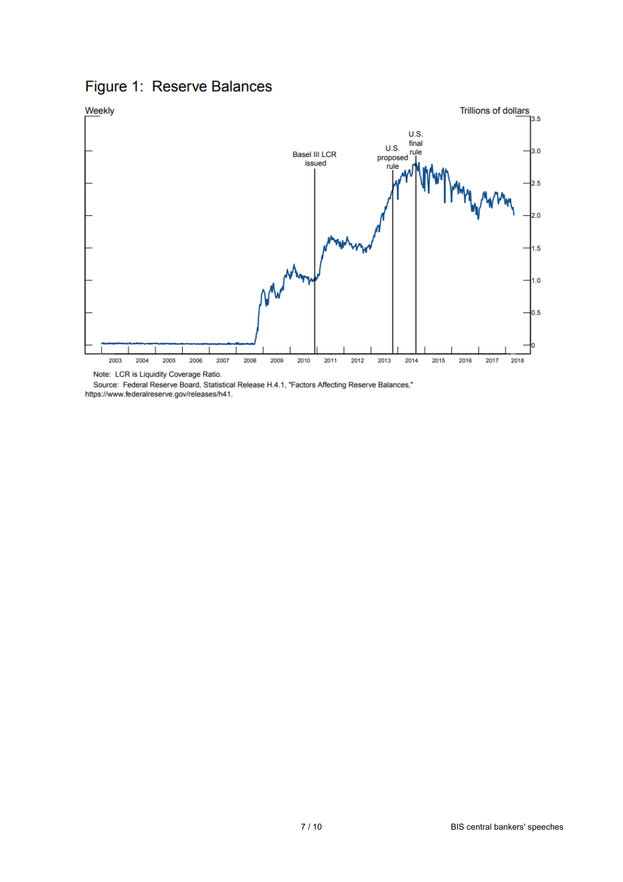## Figure 1: Reserve Balances

Note: LCR is Liquidity Coverage Ratio.

Source: Federal Reserve Board, Statistical Release H.4.1, "Factors Affecting Reserve Balances," https://www.federalreserve.gov/releases/h41.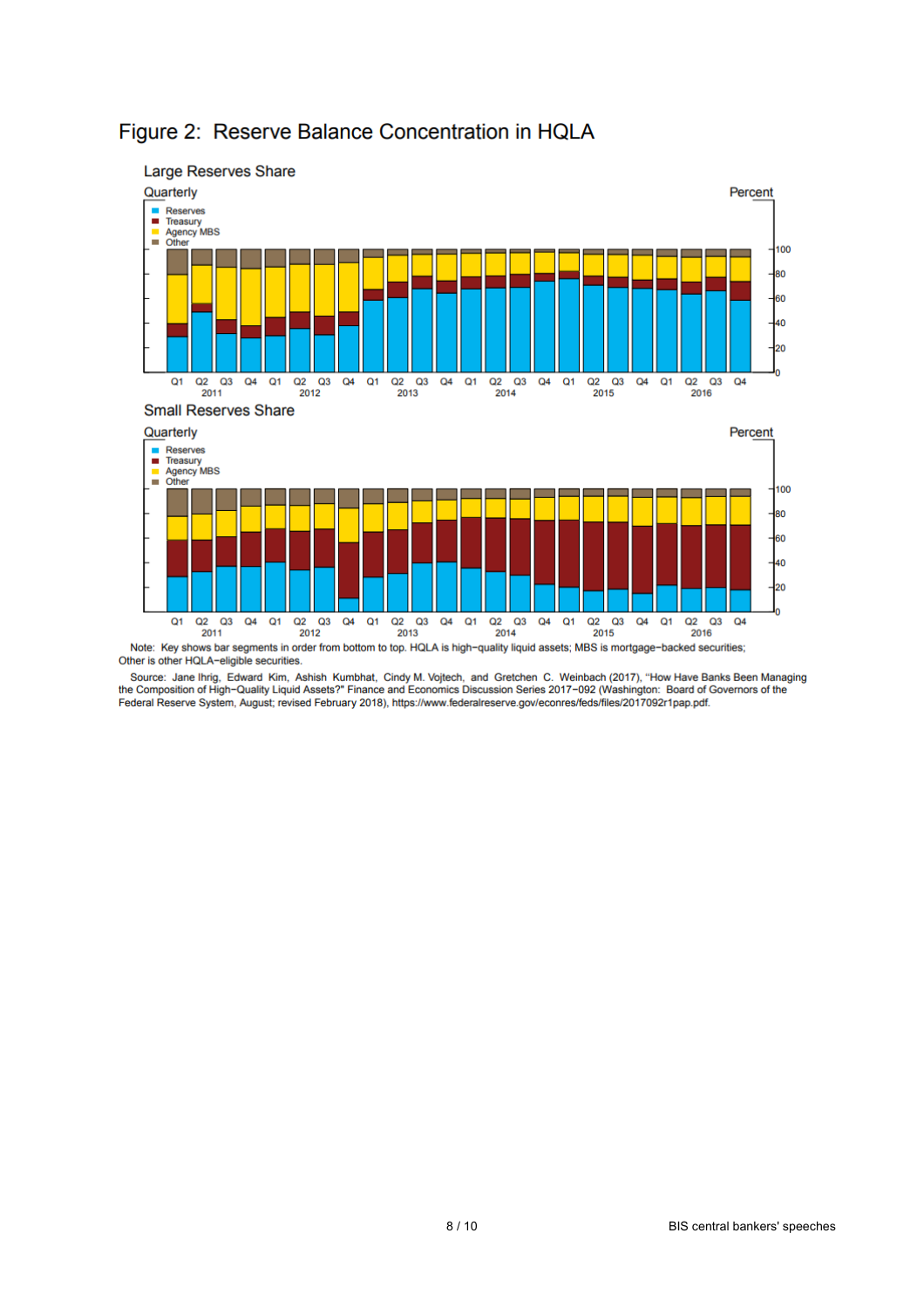# Figure 2: Reserve Balance Concentration in HQLA

Large Reserves Share

Quarterly

Percent

Small Reserves Share

Quarterly

Percent

Note: Key shows bar segments in order from bottom to top. HQLA is high-quality liquid assets; MBS is mortgage-backed securities; Other is other HQLA-eligible securities.

Source: Jane Ihrig, Edward Kim, Ashish Kumbhat, Cindy M. Vojtech, and Gretchen C. Weinbach (2017), "How Have Banks Been Managing the Composition of High-Quality Liquid Assets?" Finance and Economics Discussion Series 2017-092 (Washington: Board of Governors of the Federal Reserve System, August; revised February 2018), https://www.federalreserve.gov/econres/feds/files/2017092r1pap.pdf.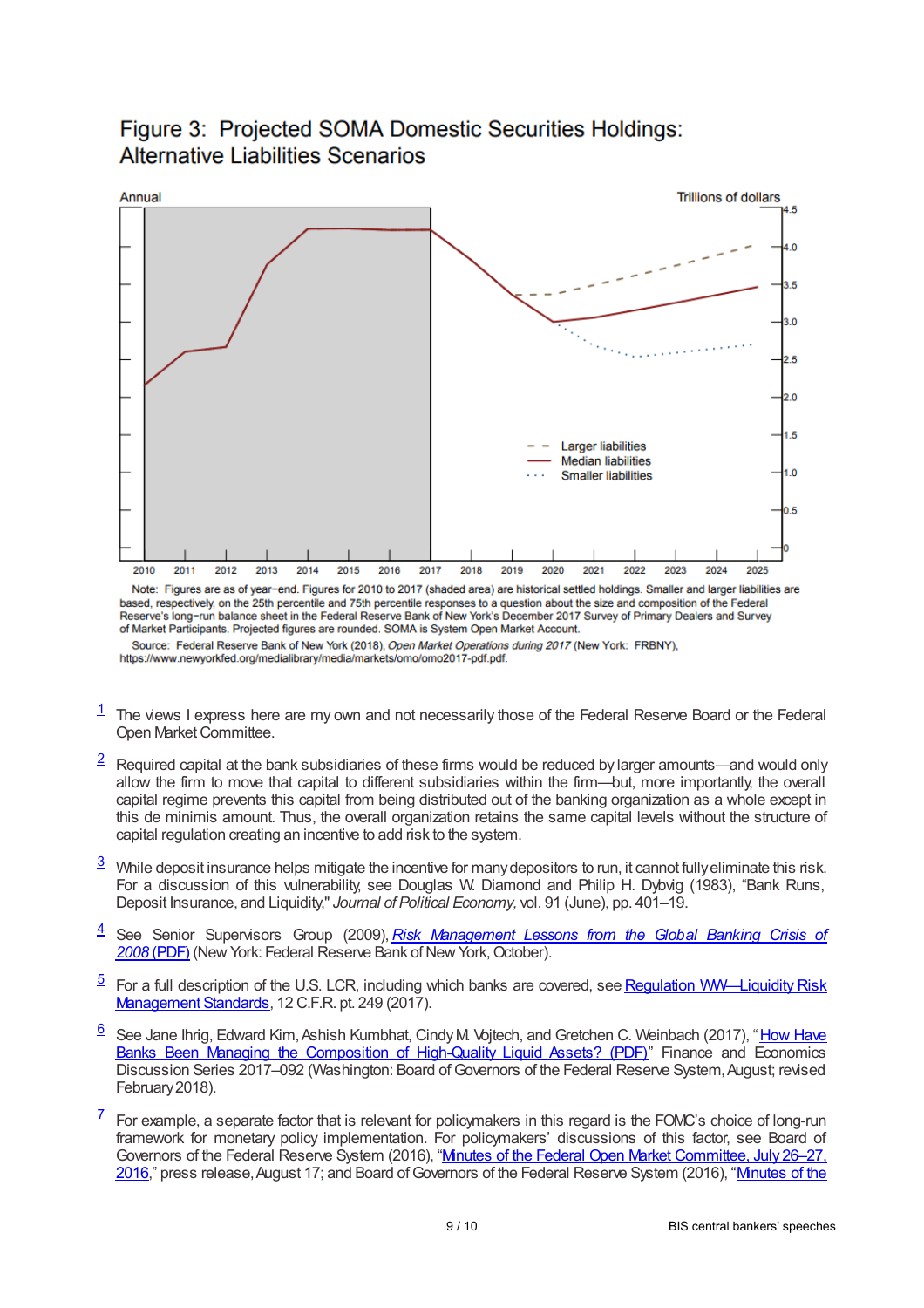## Figure 3: Projected SOMA Domestic Securities Holdings: Alternative Liabilities Scenarios

Note: Figures are as of year-end. Figures for 2010 to 2017 (shaded area) are historical settled holdings. Smaller and larger liabilities are based, respectively, on the 25th percentile and 75th percentile responses to a question about the size and composition of the Federal Reserve's long-run balance sheet in the Federal Reserve Bank of New York's December 2017 Survey of Primary Dealers and Survey of Market Participants. Projected figures are rounded. SOMA is System Open Market Account.

Source: Federal Reserve Bank of New York (2018), *Open Market Operations during 2017* (New York: FRBNY), https://www.newyorkfed.org/medialibrary/media/markets/omo/omo2017-pdf.pdf.

---

[1] The views I express here are my own and not necessarily those of the Federal Reserve Board or the Federal Open Market Committee.

[2] Required capital at the bank subsidiaries of these firms would be reduced by larger amounts—and would only allow the firm to move that capital to different subsidiaries within the firm—but, more importantly, the overall capital regime prevents this capital from being distributed out of the banking organization as a whole except in this de minimis amount. Thus, the overall organization retains the same capital levels without the structure of capital regulation creating an incentive to add risk to the system.

[3] While deposit insurance helps mitigate the incentive for many depositors to run, it cannot fully eliminate this risk. For a discussion of this vulnerability, see Douglas W. Diamond and Philip H. Dybvig (1983), "Bank Runs, Deposit Insurance, and Liquidity," *Journal of Political Economy,* vol. 91 (June), pp. 401–19.

[4] See Senior Supervisors Group (2009), *Risk Management Lessons from the Global Banking Crisis of 2008* (PDF) (New York: Federal Reserve Bank of New York, October).

[5] For a full description of the U.S. LCR, including which banks are covered, see Regulation WW—Liquidity Risk Management Standards, 12 C.F.R. pt. 249 (2017).

[6] See Jane Ihrig, Edward Kim, Ashish Kumbhat, Cindy M. Vojtech, and Gretchen C. Weinbach (2017), "How Have Banks Been Managing the Composition of High-Quality Liquid Assets? (PDF)" Finance and Economics Discussion Series 2017–092 (Washington: Board of Governors of the Federal Reserve System, August; revised February 2018).

[7] For example, a separate factor that is relevant for policymakers in this regard is the FOMC's choice of long-run framework for monetary policy implementation. For policymakers' discussions of this factor, see Board of Governors of the Federal Reserve System (2016), "Minutes of the Federal Open Market Committee, July 26–27, 2016," press release, August 17; and Board of Governors of the Federal Reserve System (2016), "Minutes of the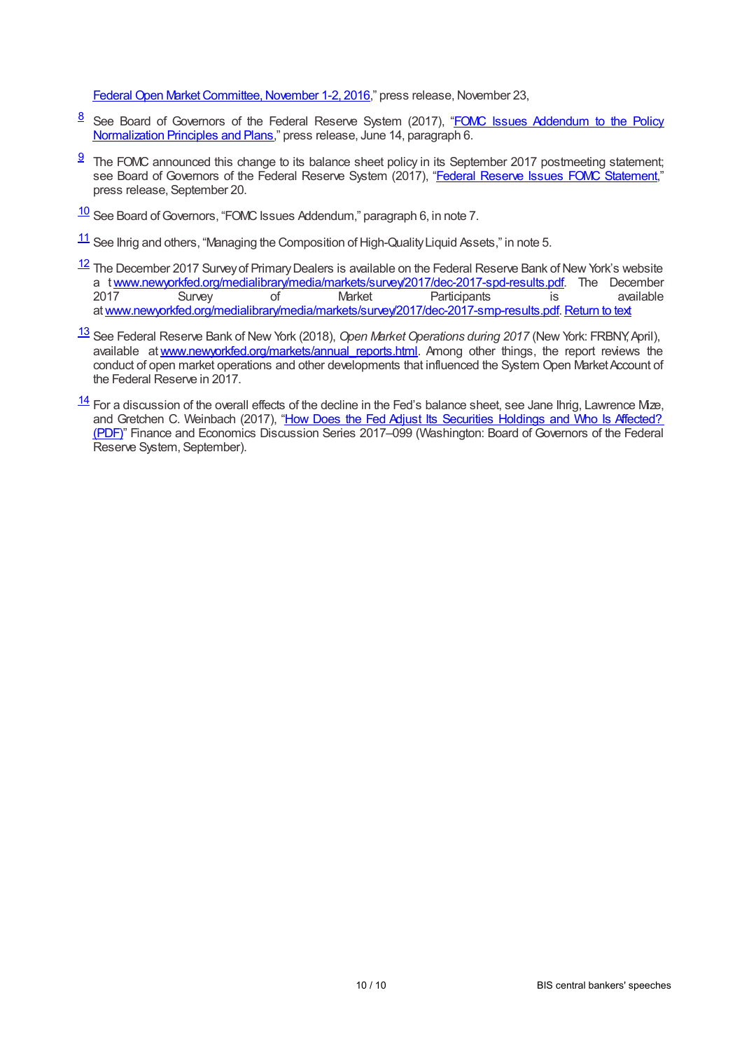Federal Open Market Committee, November 1-2, 2016," press release, November 23,

[8] See Board of Governors of the Federal Reserve System (2017), "FOMC Issues Addendum to the Policy Normalization Principles and Plans," press release, June 14, paragraph 6.

[9] The FOMC announced this change to its balance sheet policy in its September 2017 postmeeting statement; see Board of Governors of the Federal Reserve System (2017), "Federal Reserve Issues FOMC Statement," press release, September 20.

[10] See Board of Governors, "FOMC Issues Addendum," paragraph 6, in note 7.

[11] See Ihrig and others, "Managing the Composition of High-Quality Liquid Assets," in note 5.

[12] The December 2017 Survey of Primary Dealers is available on the Federal Reserve Bank of New York's website a t www.newyorkfed.org/medialibrary/media/markets/survey/2017/dec-2017-spd-results.pdf. The December 2017 Survey of Market Participants is available at www.newyorkfed.org/medialibrary/media/markets/survey/2017/dec-2017-smp-results.pdf. Return to text

[13] See Federal Reserve Bank of New York (2018), *Open Market Operations during 2017* (New York: FRBNY, April), available at www.newyorkfed.org/markets/annual_reports.html. Among other things, the report reviews the conduct of open market operations and other developments that influenced the System Open Market Account of the Federal Reserve in 2017.

[14] For a discussion of the overall effects of the decline in the Fed's balance sheet, see Jane Ihrig, Lawrence Mize, and Gretchen C. Weinbach (2017), "How Does the Fed Adjust Its Securities Holdings and Who Is Affected? (PDF)" Finance and Economics Discussion Series 2017–099 (Washington: Board of Governors of the Federal Reserve System, September).